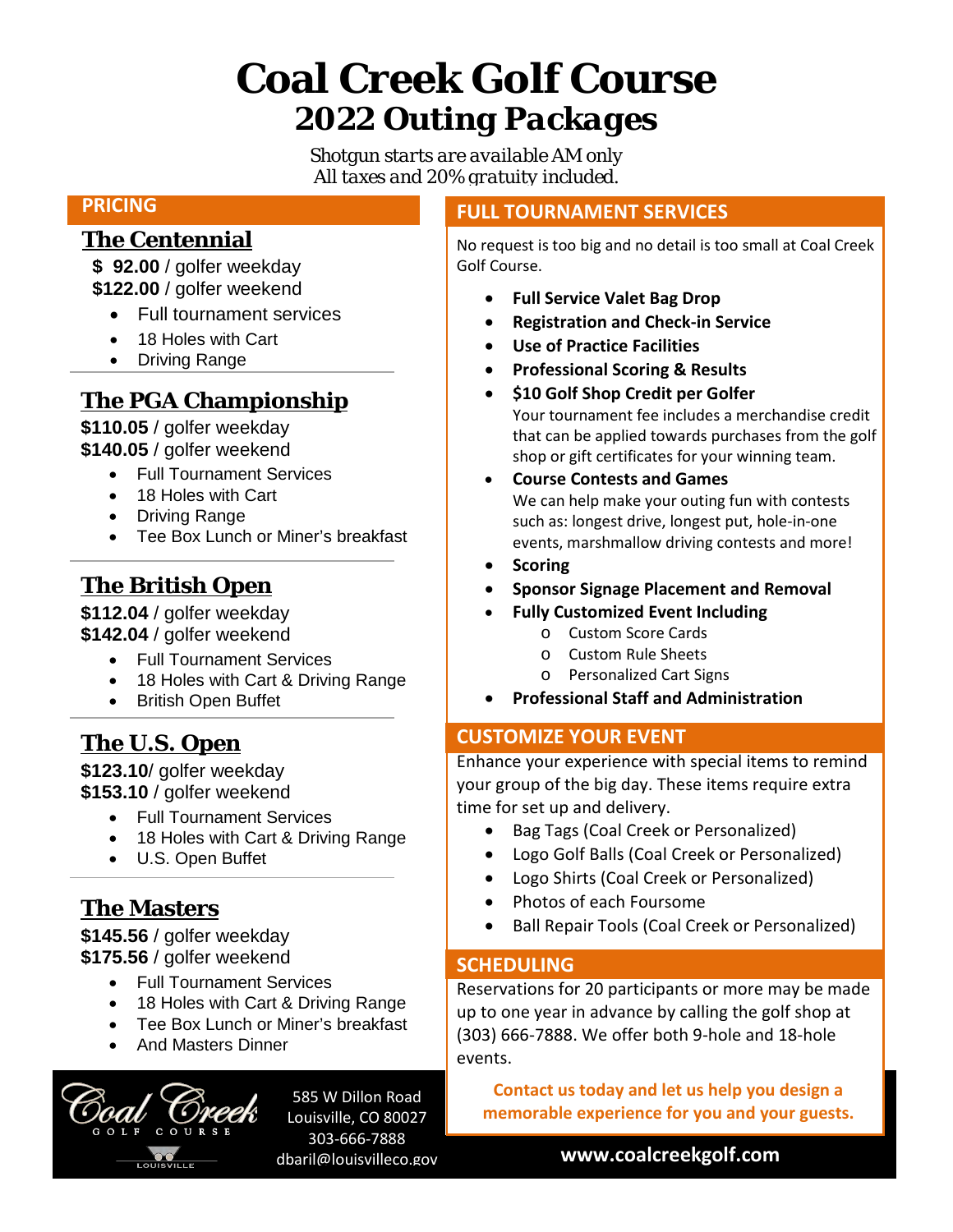# Coal Creek Golf Course

## 2022 Outing Packages

*Shotgun starts are available AM only*
*All taxes and 20% gratuity included.*

## PRICING

### The Centennial

**$ 92.00** / golfer weekday
**$122.00** / golfer weekend

- Full tournament services
- 18 Holes with Cart
- Driving Range

### The PGA Championship

**$110.05** / golfer weekday
**$140.05** / golfer weekend

- Full Tournament Services
- 18 Holes with Cart
- Driving Range
- Tee Box Lunch or Miner's breakfast

### The British Open

**$112.04** / golfer weekday
**$142.04** / golfer weekend

- Full Tournament Services
- 18 Holes with Cart & Driving Range
- British Open Buffet

### The U.S. Open

**$123.10**/ golfer weekday
**$153.10** / golfer weekend

- Full Tournament Services
- 18 Holes with Cart & Driving Range
- U.S. Open Buffet

### The Masters

**$145.56** / golfer weekday
**$175.56** / golfer weekend

- Full Tournament Services
- 18 Holes with Cart & Driving Range
- Tee Box Lunch or Miner's breakfast
- And Masters Dinner

## FULL TOURNAMENT SERVICES

No request is too big and no detail is too small at Coal Creek Golf Course.

- **Full Service Valet Bag Drop**
- **Registration and Check-in Service**
- **Use of Practice Facilities**
- **Professional Scoring & Results**
- **$10 Golf Shop Credit per Golfer**
  Your tournament fee includes a merchandise credit that can be applied towards purchases from the golf shop or gift certificates for your winning team.
- **Course Contests and Games**
  We can help make your outing fun with contests such as: longest drive, longest put, hole-in-one events, marshmallow driving contests and more!
- **Scoring**
- **Sponsor Signage Placement and Removal**
- **Fully Customized Event Including**
  - Custom Score Cards
  - Custom Rule Sheets
  - Personalized Cart Signs
- **Professional Staff and Administration**

## CUSTOMIZE YOUR EVENT

Enhance your experience with special items to remind your group of the big day. These items require extra time for set up and delivery.

- Bag Tags (Coal Creek or Personalized)
- Logo Golf Balls (Coal Creek or Personalized)
- Logo Shirts (Coal Creek or Personalized)
- Photos of each Foursome
- Ball Repair Tools (Coal Creek or Personalized)

## SCHEDULING

Reservations for 20 participants or more may be made up to one year in advance by calling the golf shop at (303) 666-7888. We offer both 9-hole and 18-hole events.

**Contact us today and let us help you design a memorable experience for you and your guests.**

Coal Creek Golf Course
Louisville

585 W Dillon Road
Louisville, CO 80027
303-666-7888
dbaril@louisvilleco.gov

**www.coalcreekgolf.com**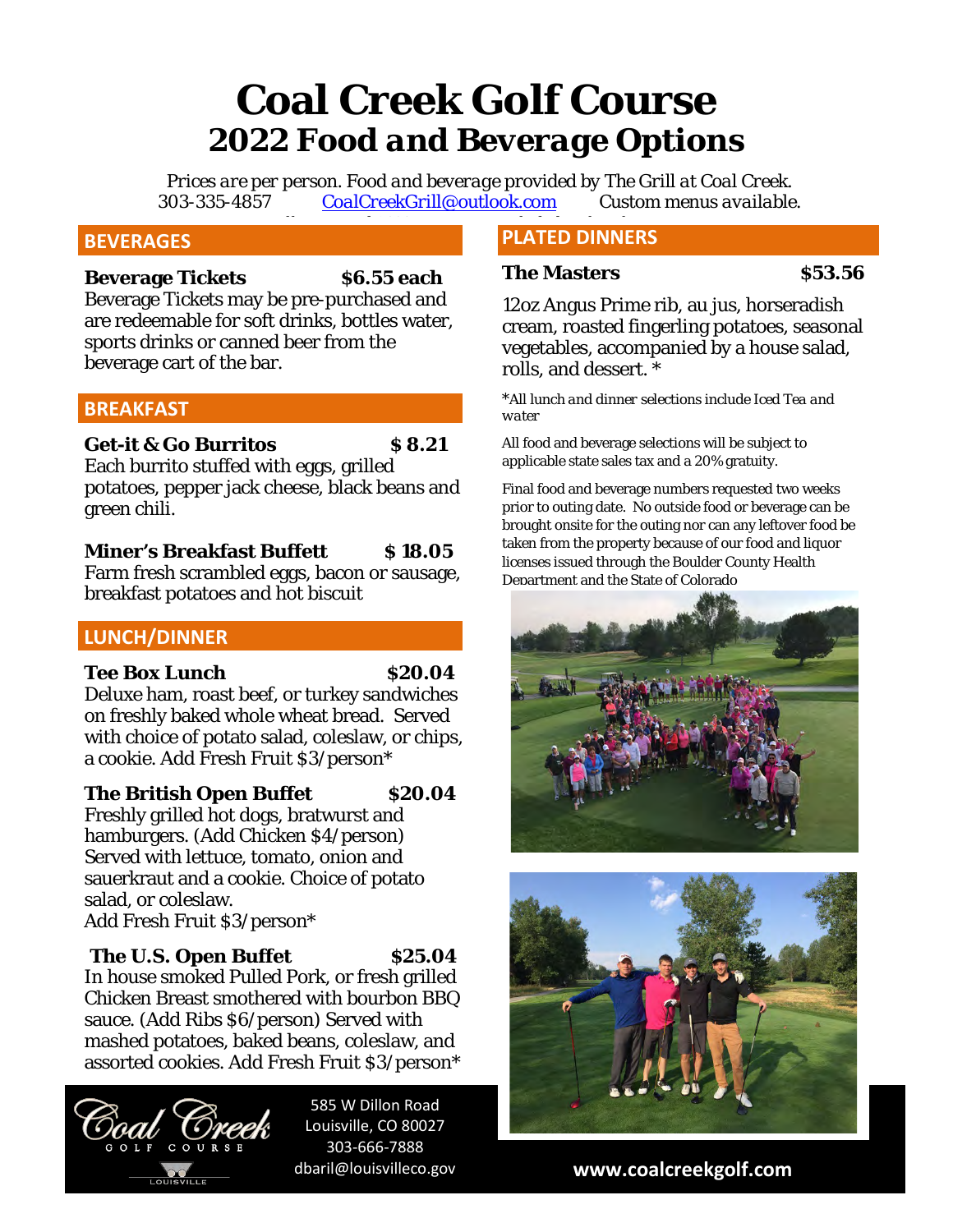# Coal Creek Golf Course

## 2022 Food and Beverage Options

*Prices are per person. Food and beverage provided by The Grill at Coal Creek.*
303-335-4857 [CoalCreekGrill@outlook.com](mailto:CoalCreekGrill@outlook.com) *Custom menus available.*

### BEVERAGES

**Beverage Tickets** **$6.55 each**
Beverage Tickets may be pre-purchased and are redeemable for soft drinks, bottles water, sports drinks or canned beer from the beverage cart of the bar.

### BREAKFAST

**Get-it & Go Burritos** **$ 8.21**
Each burrito stuffed with eggs, grilled potatoes, pepper jack cheese, black beans and green chili.

**Miner's Breakfast Buffett** **$ 18.05**
Farm fresh scrambled eggs, bacon or sausage, breakfast potatoes and hot biscuit

### LUNCH/DINNER

**Tee Box Lunch** **$20.04**
Deluxe ham, roast beef, or turkey sandwiches on freshly baked whole wheat bread. Served with choice of potato salad, coleslaw, or chips, a cookie. Add Fresh Fruit $3/person*

**The British Open Buffet** **$20.04**
Freshly grilled hot dogs, bratwurst and hamburgers. (Add Chicken $4/person) Served with lettuce, tomato, onion and sauerkraut and a cookie. Choice of potato salad, or coleslaw.
Add Fresh Fruit $3/person*

**The U.S. Open Buffet** **$25.04**
In house smoked Pulled Pork, or fresh grilled Chicken Breast smothered with bourbon BBQ sauce. (Add Ribs $6/person) Served with mashed potatoes, baked beans, coleslaw, and assorted cookies. Add Fresh Fruit $3/person*

### PLATED DINNERS

**The Masters** **$53.56**

12oz Angus Prime rib, au jus, horseradish cream, roasted fingerling potatoes, seasonal vegetables, accompanied by a house salad, rolls, and dessert. *

*\*All lunch and dinner selections include Iced Tea and water*

All food and beverage selections will be subject to applicable state sales tax and a 20% gratuity.

Final food and beverage numbers requested two weeks prior to outing date. No outside food or beverage can be brought onsite for the outing nor can any leftover food be taken from the property because of our food and liquor licenses issued through the Boulder County Health Department and the State of Colorado

Coal Creek Golf Course
585 W Dillon Road
Louisville, CO 80027
303-666-7888
dbaril@louisvilleco.gov

www.coalcreekgolf.com